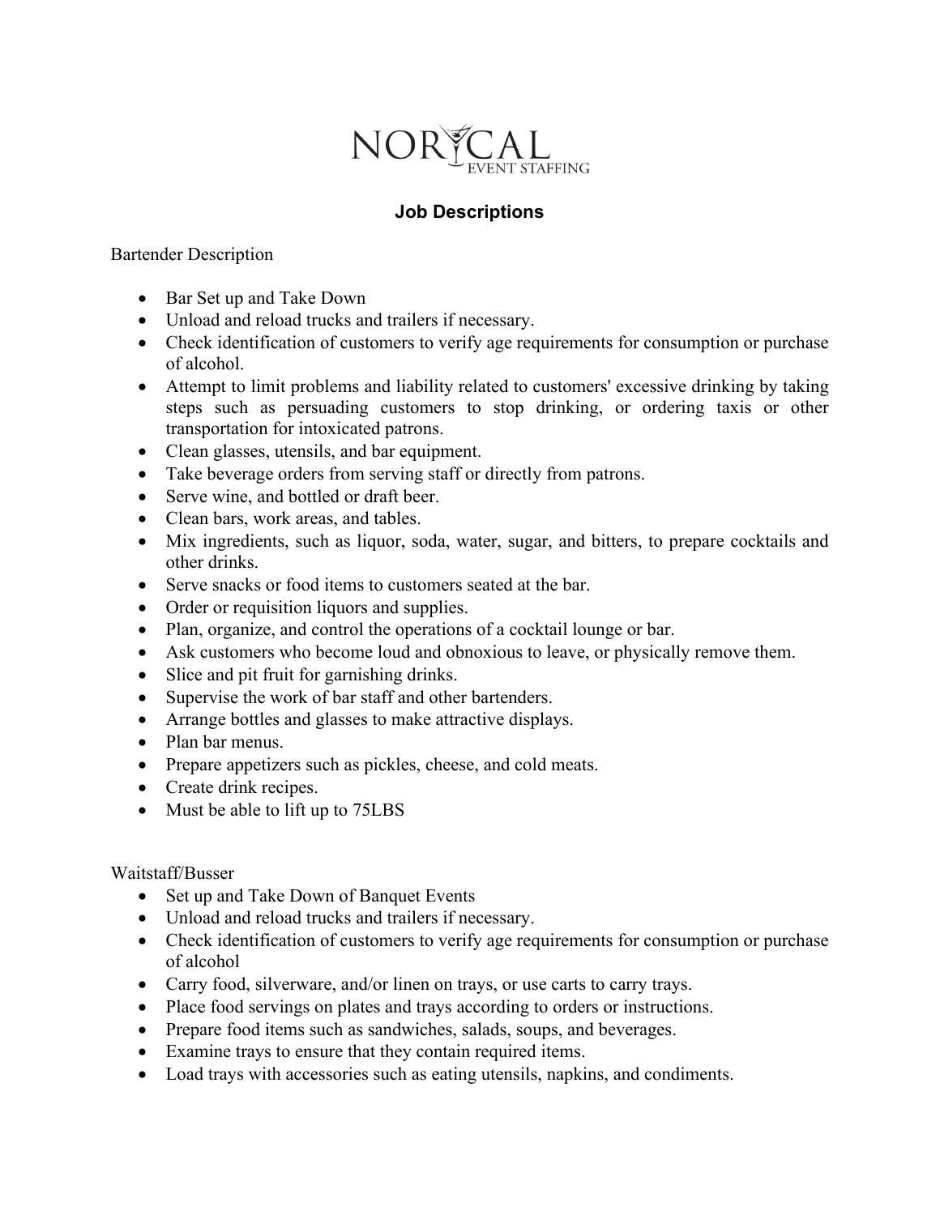NORCAL EVENT STAFFING

# Job Descriptions

Bartender Description

- Bar Set up and Take Down
- Unload and reload trucks and trailers if necessary.
- Check identification of customers to verify age requirements for consumption or purchase of alcohol.
- Attempt to limit problems and liability related to customers' excessive drinking by taking steps such as persuading customers to stop drinking, or ordering taxis or other transportation for intoxicated patrons.
- Clean glasses, utensils, and bar equipment.
- Take beverage orders from serving staff or directly from patrons.
- Serve wine, and bottled or draft beer.
- Clean bars, work areas, and tables.
- Mix ingredients, such as liquor, soda, water, sugar, and bitters, to prepare cocktails and other drinks.
- Serve snacks or food items to customers seated at the bar.
- Order or requisition liquors and supplies.
- Plan, organize, and control the operations of a cocktail lounge or bar.
- Ask customers who become loud and obnoxious to leave, or physically remove them.
- Slice and pit fruit for garnishing drinks.
- Supervise the work of bar staff and other bartenders.
- Arrange bottles and glasses to make attractive displays.
- Plan bar menus.
- Prepare appetizers such as pickles, cheese, and cold meats.
- Create drink recipes.
- Must be able to lift up to 75LBS

Waitstaff/Busser

- Set up and Take Down of Banquet Events
- Unload and reload trucks and trailers if necessary.
- Check identification of customers to verify age requirements for consumption or purchase of alcohol
- Carry food, silverware, and/or linen on trays, or use carts to carry trays.
- Place food servings on plates and trays according to orders or instructions.
- Prepare food items such as sandwiches, salads, soups, and beverages.
- Examine trays to ensure that they contain required items.
- Load trays with accessories such as eating utensils, napkins, and condiments.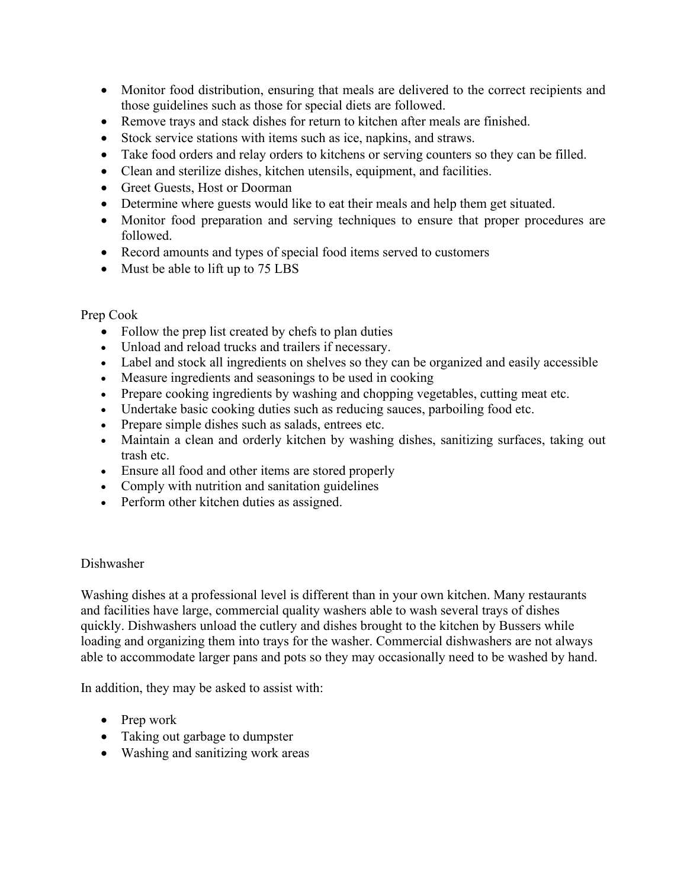- Monitor food distribution, ensuring that meals are delivered to the correct recipients and those guidelines such as those for special diets are followed.
- Remove trays and stack dishes for return to kitchen after meals are finished.
- Stock service stations with items such as ice, napkins, and straws.
- Take food orders and relay orders to kitchens or serving counters so they can be filled.
- Clean and sterilize dishes, kitchen utensils, equipment, and facilities.
- Greet Guests, Host or Doorman
- Determine where guests would like to eat their meals and help them get situated.
- Monitor food preparation and serving techniques to ensure that proper procedures are followed.
- Record amounts and types of special food items served to customers
- Must be able to lift up to 75 LBS

Prep Cook

- Follow the prep list created by chefs to plan duties
- Unload and reload trucks and trailers if necessary.
- Label and stock all ingredients on shelves so they can be organized and easily accessible
- Measure ingredients and seasonings to be used in cooking
- Prepare cooking ingredients by washing and chopping vegetables, cutting meat etc.
- Undertake basic cooking duties such as reducing sauces, parboiling food etc.
- Prepare simple dishes such as salads, entrees etc.
- Maintain a clean and orderly kitchen by washing dishes, sanitizing surfaces, taking out trash etc.
- Ensure all food and other items are stored properly
- Comply with nutrition and sanitation guidelines
- Perform other kitchen duties as assigned.

Dishwasher

Washing dishes at a professional level is different than in your own kitchen. Many restaurants and facilities have large, commercial quality washers able to wash several trays of dishes quickly. Dishwashers unload the cutlery and dishes brought to the kitchen by Bussers while loading and organizing them into trays for the washer. Commercial dishwashers are not always able to accommodate larger pans and pots so they may occasionally need to be washed by hand.

In addition, they may be asked to assist with:

- Prep work
- Taking out garbage to dumpster
- Washing and sanitizing work areas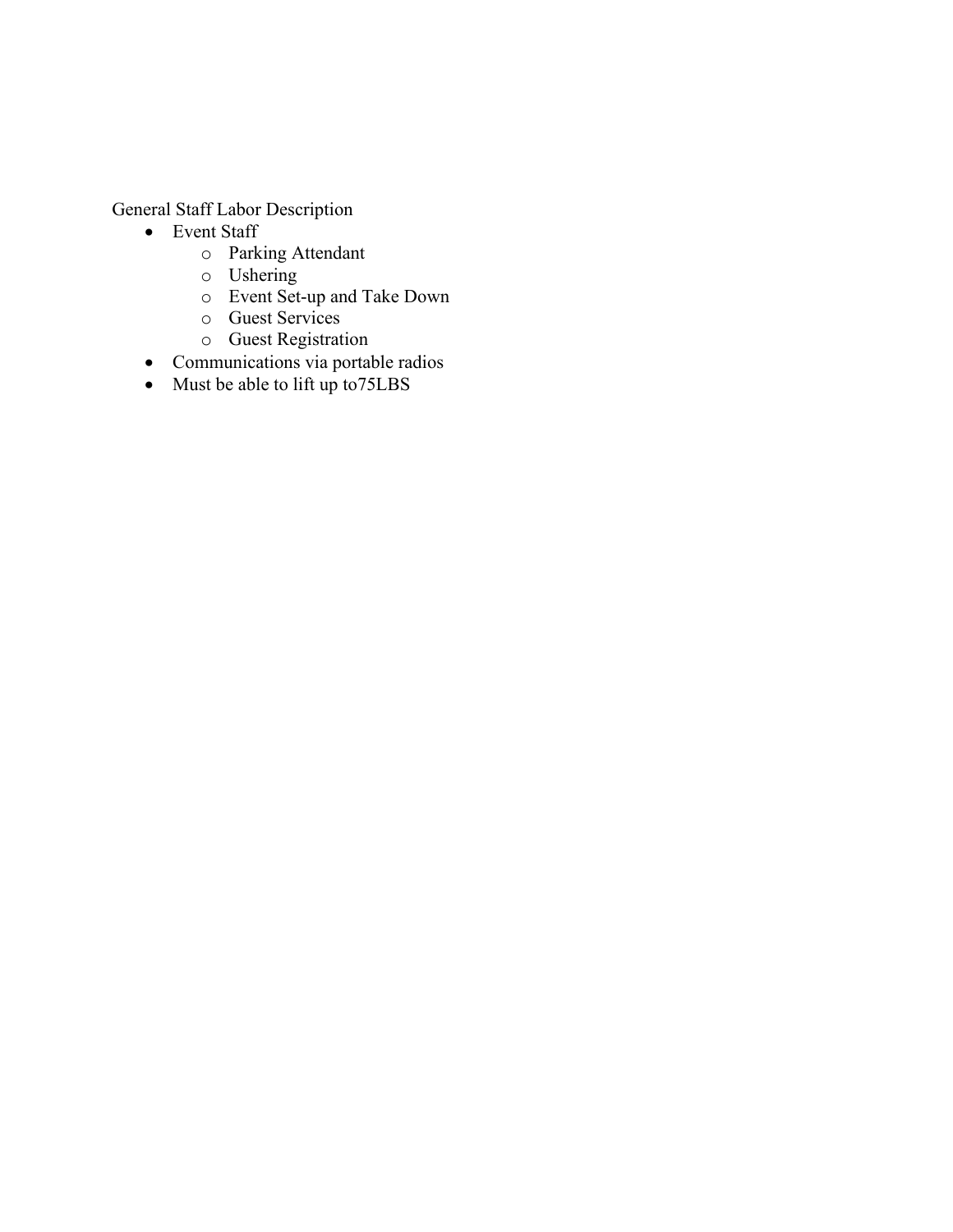General Staff Labor Description

- Event Staff
  - Parking Attendant
  - Ushering
  - Event Set-up and Take Down
  - Guest Services
  - Guest Registration
- Communications via portable radios
- Must be able to lift up to75LBS